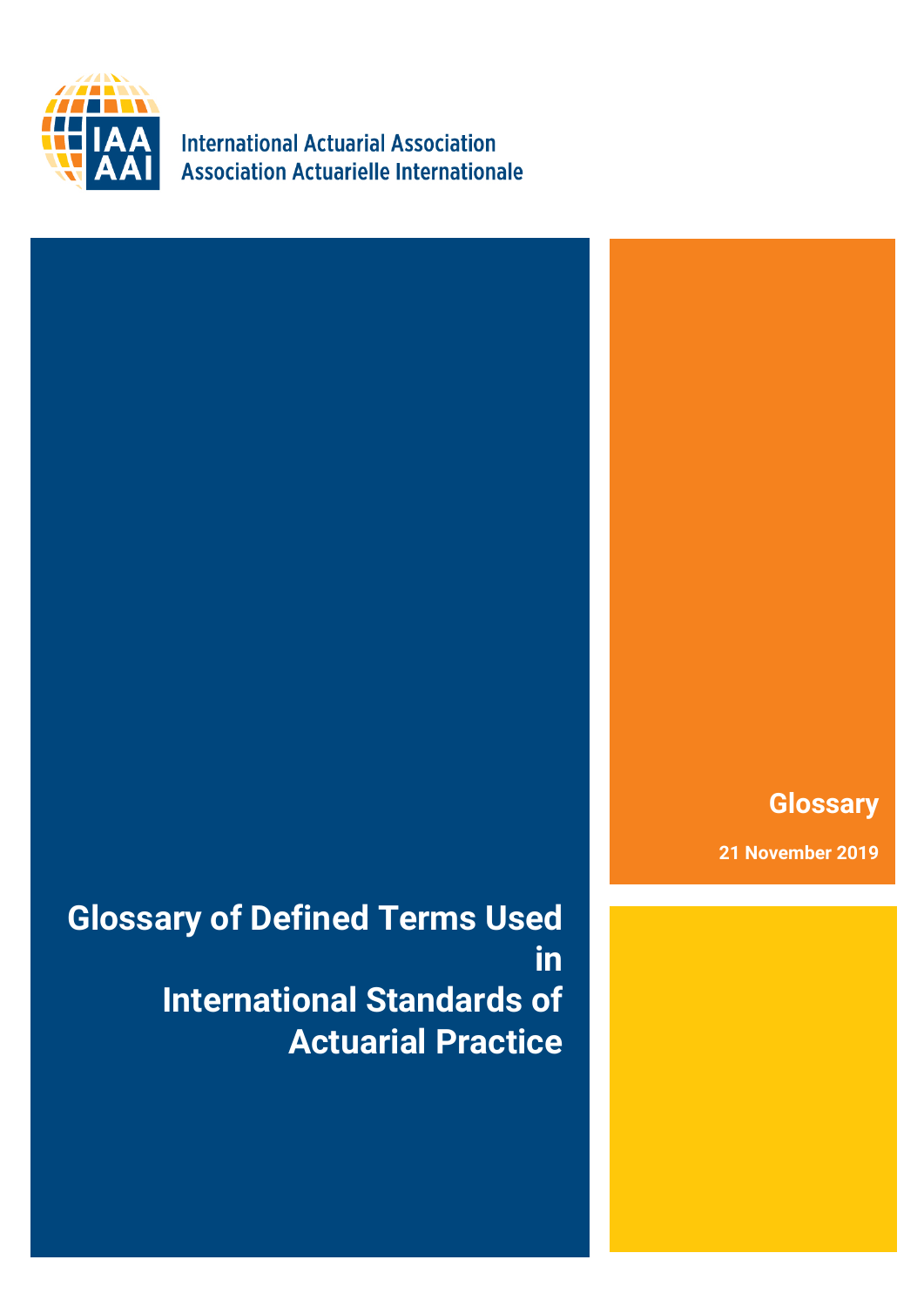International Actuarial Association
Association Actuarielle Internationale

**Glossary**

**21 November 2019**

# Glossary of Defined Terms Used in International Standards of Actuarial Practice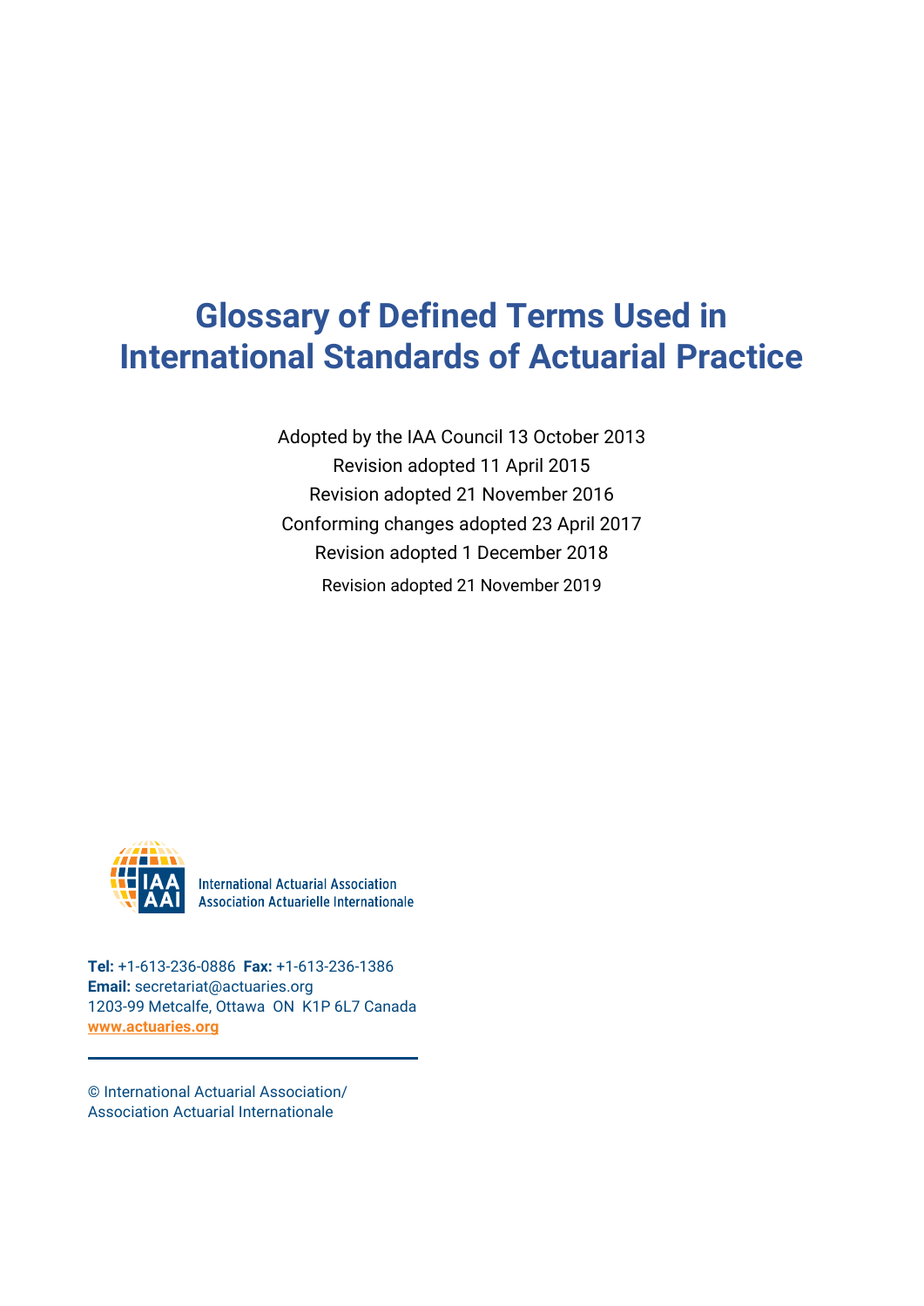# Glossary of Defined Terms Used in International Standards of Actuarial Practice

Adopted by the IAA Council 13 October 2013

Revision adopted 11 April 2015

Revision adopted 21 November 2016

Conforming changes adopted 23 April 2017

Revision adopted 1 December 2018

Revision adopted 21 November 2019

International Actuarial Association
Association Actuarielle Internationale

**Tel:** +1-613-236-0886 **Fax:** +1-613-236-1386
**Email:** secretariat@actuaries.org
1203-99 Metcalfe, Ottawa ON K1P 6L7 Canada
www.actuaries.org

© International Actuarial Association/
Association Actuarial Internationale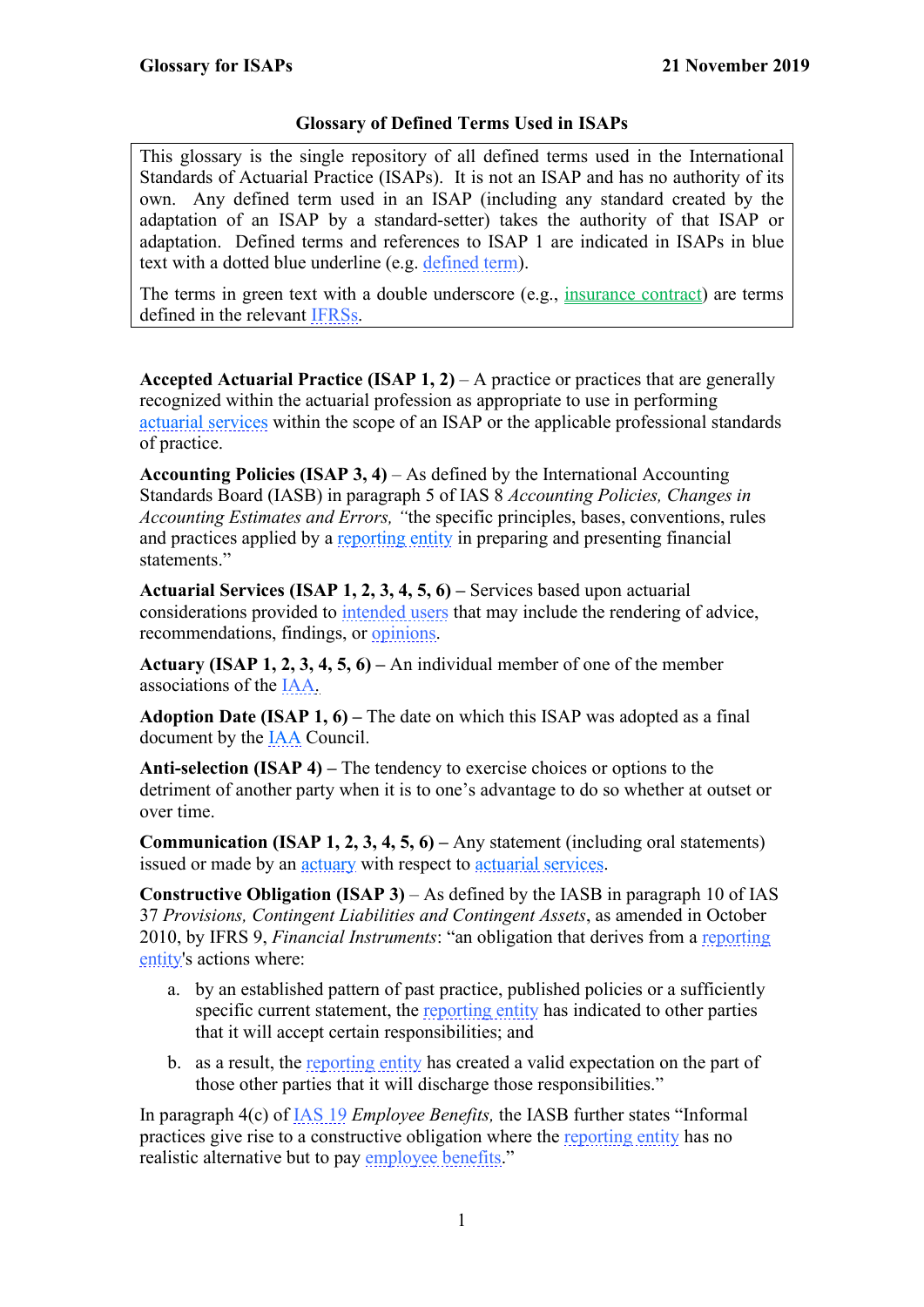## Glossary of Defined Terms Used in ISAPs

This glossary is the single repository of all defined terms used in the International Standards of Actuarial Practice (ISAPs). It is not an ISAP and has no authority of its own. Any defined term used in an ISAP (including any standard created by the adaptation of an ISAP by a standard-setter) takes the authority of that ISAP or adaptation. Defined terms and references to ISAP 1 are indicated in ISAPs in blue text with a dotted blue underline (e.g. defined term).

The terms in green text with a double underscore (e.g., insurance contract) are terms defined in the relevant IFRSs.

**Accepted Actuarial Practice (ISAP 1, 2)** – A practice or practices that are generally recognized within the actuarial profession as appropriate to use in performing actuarial services within the scope of an ISAP or the applicable professional standards of practice.

**Accounting Policies (ISAP 3, 4)** – As defined by the International Accounting Standards Board (IASB) in paragraph 5 of IAS 8 *Accounting Policies, Changes in Accounting Estimates and Errors, "*the specific principles, bases, conventions, rules and practices applied by a reporting entity in preparing and presenting financial statements."

**Actuarial Services (ISAP 1, 2, 3, 4, 5, 6) –** Services based upon actuarial considerations provided to intended users that may include the rendering of advice, recommendations, findings, or opinions.

**Actuary (ISAP 1, 2, 3, 4, 5, 6) –** An individual member of one of the member associations of the IAA.

**Adoption Date (ISAP 1, 6) –** The date on which this ISAP was adopted as a final document by the IAA Council.

**Anti-selection (ISAP 4) –** The tendency to exercise choices or options to the detriment of another party when it is to one's advantage to do so whether at outset or over time.

**Communication (ISAP 1, 2, 3, 4, 5, 6) –** Any statement (including oral statements) issued or made by an actuary with respect to actuarial services.

**Constructive Obligation (ISAP 3)** – As defined by the IASB in paragraph 10 of IAS 37 *Provisions, Contingent Liabilities and Contingent Assets*, as amended in October 2010, by IFRS 9, *Financial Instruments*: "an obligation that derives from a reporting entity's actions where:

a. by an established pattern of past practice, published policies or a sufficiently specific current statement, the reporting entity has indicated to other parties that it will accept certain responsibilities; and

b. as a result, the reporting entity has created a valid expectation on the part of those other parties that it will discharge those responsibilities."

In paragraph 4(c) of IAS 19 *Employee Benefits,* the IASB further states "Informal practices give rise to a constructive obligation where the reporting entity has no realistic alternative but to pay employee benefits."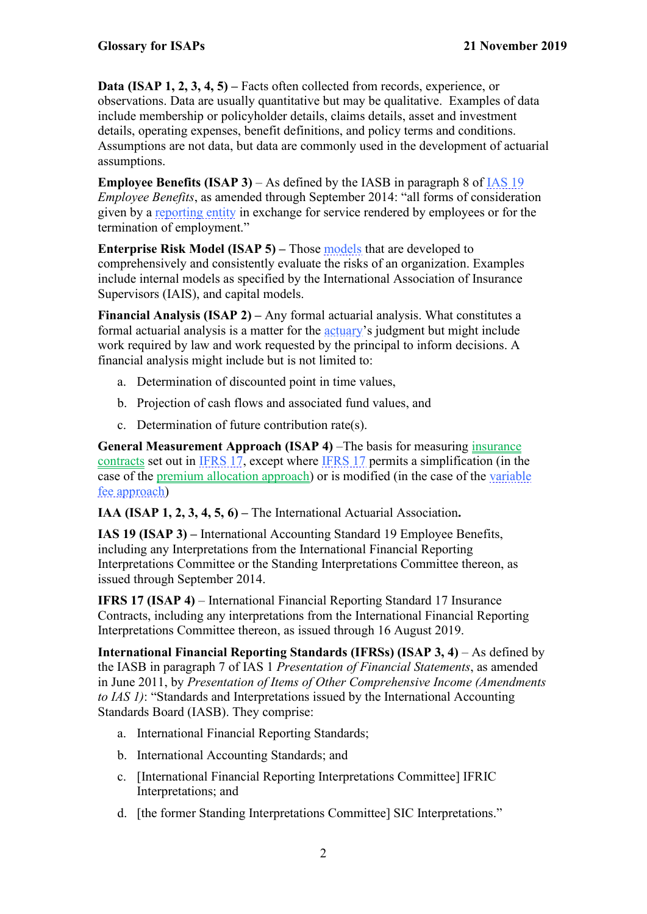**Data (ISAP 1, 2, 3, 4, 5) –** Facts often collected from records, experience, or observations. Data are usually quantitative but may be qualitative. Examples of data include membership or policyholder details, claims details, asset and investment details, operating expenses, benefit definitions, and policy terms and conditions. Assumptions are not data, but data are commonly used in the development of actuarial assumptions.

**Employee Benefits (ISAP 3)** – As defined by the IASB in paragraph 8 of IAS 19 *Employee Benefits*, as amended through September 2014: "all forms of consideration given by a reporting entity in exchange for service rendered by employees or for the termination of employment."

**Enterprise Risk Model (ISAP 5) –** Those models that are developed to comprehensively and consistently evaluate the risks of an organization. Examples include internal models as specified by the International Association of Insurance Supervisors (IAIS), and capital models.

**Financial Analysis (ISAP 2) –** Any formal actuarial analysis. What constitutes a formal actuarial analysis is a matter for the actuary's judgment but might include work required by law and work requested by the principal to inform decisions. A financial analysis might include but is not limited to:

a. Determination of discounted point in time values,

b. Projection of cash flows and associated fund values, and

c. Determination of future contribution rate(s).

**General Measurement Approach (ISAP 4)** –The basis for measuring insurance contracts set out in IFRS 17, except where IFRS 17 permits a simplification (in the case of the premium allocation approach) or is modified (in the case of the variable fee approach)

**IAA (ISAP 1, 2, 3, 4, 5, 6) –** The International Actuarial Association**.**

**IAS 19 (ISAP 3) –** International Accounting Standard 19 Employee Benefits, including any Interpretations from the International Financial Reporting Interpretations Committee or the Standing Interpretations Committee thereon, as issued through September 2014.

**IFRS 17 (ISAP 4)** – International Financial Reporting Standard 17 Insurance Contracts, including any interpretations from the International Financial Reporting Interpretations Committee thereon, as issued through 16 August 2019.

**International Financial Reporting Standards (IFRSs) (ISAP 3, 4)** – As defined by the IASB in paragraph 7 of IAS 1 *Presentation of Financial Statements*, as amended in June 2011, by *Presentation of Items of Other Comprehensive Income (Amendments to IAS 1)*: "Standards and Interpretations issued by the International Accounting Standards Board (IASB). They comprise:

a. International Financial Reporting Standards;

b. International Accounting Standards; and

c. [International Financial Reporting Interpretations Committee] IFRIC Interpretations; and

d. [the former Standing Interpretations Committee] SIC Interpretations."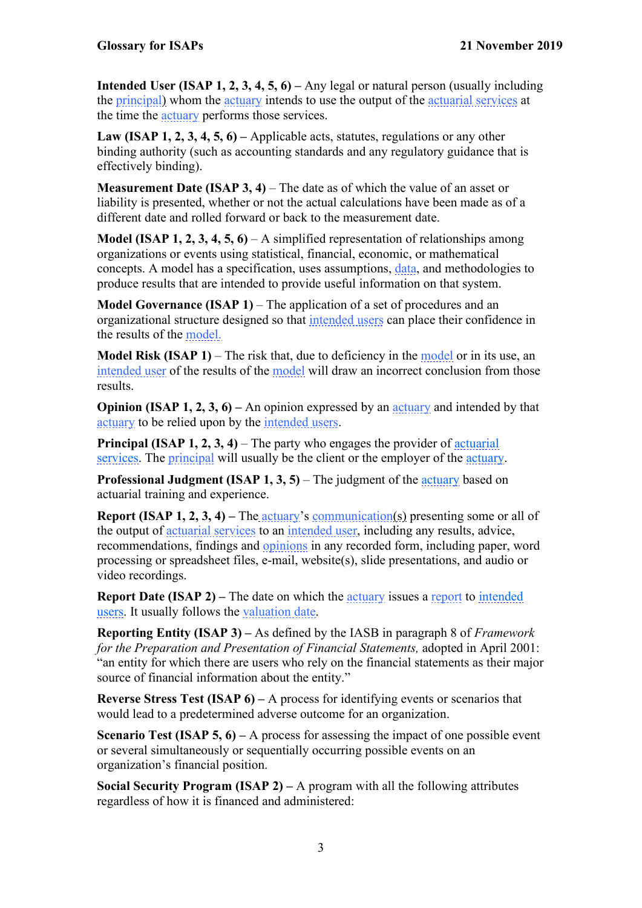**Intended User (ISAP 1, 2, 3, 4, 5, 6) –** Any legal or natural person (usually including the principal) whom the actuary intends to use the output of the actuarial services at the time the actuary performs those services.

**Law (ISAP 1, 2, 3, 4, 5, 6) –** Applicable acts, statutes, regulations or any other binding authority (such as accounting standards and any regulatory guidance that is effectively binding).

**Measurement Date (ISAP 3, 4)** – The date as of which the value of an asset or liability is presented, whether or not the actual calculations have been made as of a different date and rolled forward or back to the measurement date.

**Model (ISAP 1, 2, 3, 4, 5, 6)** – A simplified representation of relationships among organizations or events using statistical, financial, economic, or mathematical concepts. A model has a specification, uses assumptions, data, and methodologies to produce results that are intended to provide useful information on that system.

**Model Governance (ISAP 1)** – The application of a set of procedures and an organizational structure designed so that intended users can place their confidence in the results of the model.

**Model Risk (ISAP 1)** – The risk that, due to deficiency in the model or in its use, an intended user of the results of the model will draw an incorrect conclusion from those results.

**Opinion (ISAP 1, 2, 3, 6) –** An opinion expressed by an actuary and intended by that actuary to be relied upon by the intended users.

**Principal (ISAP 1, 2, 3, 4)** – The party who engages the provider of actuarial services. The principal will usually be the client or the employer of the actuary.

**Professional Judgment (ISAP 1, 3, 5)** – The judgment of the actuary based on actuarial training and experience.

**Report (ISAP 1, 2, 3, 4) –** The actuary's communication(s) presenting some or all of the output of actuarial services to an intended user, including any results, advice, recommendations, findings and opinions in any recorded form, including paper, word processing or spreadsheet files, e-mail, website(s), slide presentations, and audio or video recordings.

**Report Date (ISAP 2) –** The date on which the actuary issues a report to intended users. It usually follows the valuation date.

**Reporting Entity (ISAP 3) –** As defined by the IASB in paragraph 8 of *Framework for the Preparation and Presentation of Financial Statements,* adopted in April 2001: "an entity for which there are users who rely on the financial statements as their major source of financial information about the entity."

**Reverse Stress Test (ISAP 6) –** A process for identifying events or scenarios that would lead to a predetermined adverse outcome for an organization.

**Scenario Test (ISAP 5, 6) –** A process for assessing the impact of one possible event or several simultaneously or sequentially occurring possible events on an organization's financial position.

**Social Security Program (ISAP 2) –** A program with all the following attributes regardless of how it is financed and administered: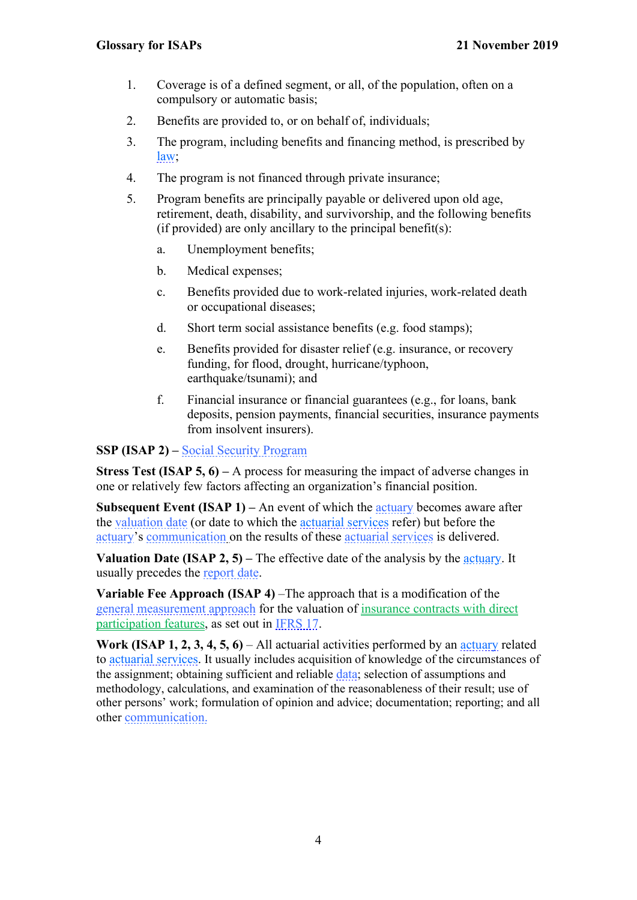1. Coverage is of a defined segment, or all, of the population, often on a compulsory or automatic basis;
2. Benefits are provided to, or on behalf of, individuals;
3. The program, including benefits and financing method, is prescribed by law;
4. The program is not financed through private insurance;
5. Program benefits are principally payable or delivered upon old age, retirement, death, disability, and survivorship, and the following benefits (if provided) are only ancillary to the principal benefit(s):
    a. Unemployment benefits;
    b. Medical expenses;
    c. Benefits provided due to work-related injuries, work-related death or occupational diseases;
    d. Short term social assistance benefits (e.g. food stamps);
    e. Benefits provided for disaster relief (e.g. insurance, or recovery funding, for flood, drought, hurricane/typhoon, earthquake/tsunami); and
    f. Financial insurance or financial guarantees (e.g., for loans, bank deposits, pension payments, financial securities, insurance payments from insolvent insurers).

**SSP (ISAP 2) –** Social Security Program

**Stress Test (ISAP 5, 6) –** A process for measuring the impact of adverse changes in one or relatively few factors affecting an organization's financial position.

**Subsequent Event (ISAP 1) –** An event of which the actuary becomes aware after the valuation date (or date to which the actuarial services refer) but before the actuary's communication on the results of these actuarial services is delivered.

**Valuation Date (ISAP 2, 5) –** The effective date of the analysis by the actuary. It usually precedes the report date.

**Variable Fee Approach (ISAP 4)** –The approach that is a modification of the general measurement approach for the valuation of insurance contracts with direct participation features, as set out in IFRS 17.

**Work (ISAP 1, 2, 3, 4, 5, 6)** – All actuarial activities performed by an actuary related to actuarial services. It usually includes acquisition of knowledge of the circumstances of the assignment; obtaining sufficient and reliable data; selection of assumptions and methodology, calculations, and examination of the reasonableness of their result; use of other persons' work; formulation of opinion and advice; documentation; reporting; and all other communication.